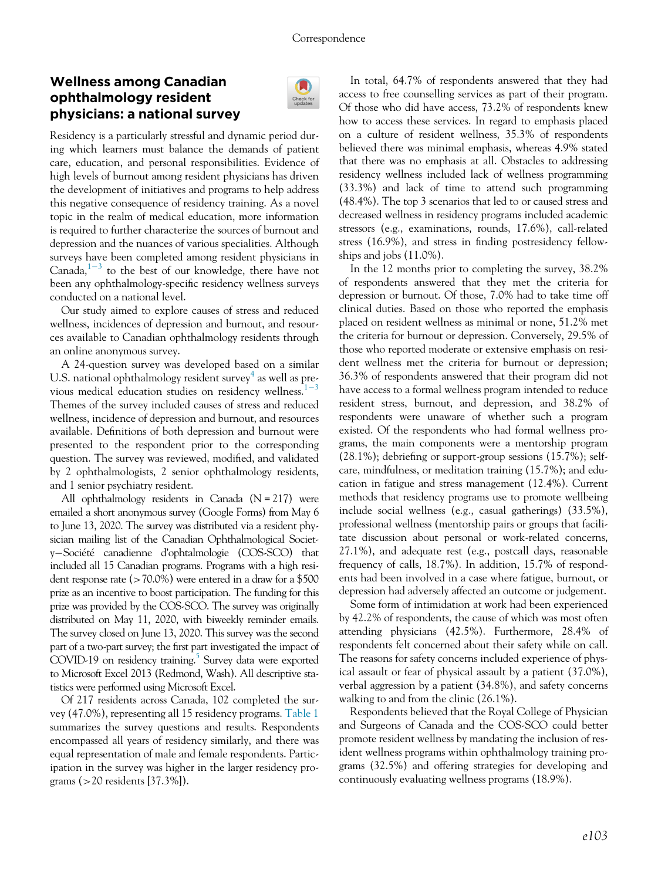## Wellness among Canadian ophthalmology resident physicians: a national survey

Residency is a particularly stressful and dynamic period during which learners must balance the demands of patient care, education, and personal responsibilities. Evidence of high levels of burnout among resident physicians has driven the development of initiatives and programs to help address this negative consequence of residency training. As a novel topic in the realm of medical education, more information is required to further characterize the sources of burnout and depression and the nuances of various specialities. Although surveys have been completed among resident physicians in Canada,[1−3] to the best of our knowledge, there have not been any ophthalmology-specific residency wellness surveys conducted on a national level.

Our study aimed to explore causes of stress and reduced wellness, incidences of depression and burnout, and resources available to Canadian ophthalmology residents through an online anonymous survey.

A 24-question survey was developed based on a similar U.S. national ophthalmology resident survey[4] as well as previous medical education studies on residency wellness.[1−3] Themes of the survey included causes of stress and reduced wellness, incidence of depression and burnout, and resources available. Definitions of both depression and burnout were presented to the respondent prior to the corresponding question. The survey was reviewed, modified, and validated by 2 ophthalmologists, 2 senior ophthalmology residents, and 1 senior psychiatry resident.

All ophthalmology residents in Canada (N = 217) were emailed a short anonymous survey (Google Forms) from May 6 to June 13, 2020. The survey was distributed via a resident physician mailing list of the Canadian Ophthalmological Society−Société canadienne d'ophtalmologie (COS-SCO) that included all 15 Canadian programs. Programs with a high resident response rate (>70.0%) were entered in a draw for a $500 prize as an incentive to boost participation. The funding for this prize was provided by the COS-SCO. The survey was originally distributed on May 11, 2020, with biweekly reminder emails. The survey closed on June 13, 2020. This survey was the second part of a two-part survey; the first part investigated the impact of COVID-19 on residency training.[5] Survey data were exported to Microsoft Excel 2013 (Redmond, Wash). All descriptive statistics were performed using Microsoft Excel.

Of 217 residents across Canada, 102 completed the survey (47.0%), representing all 15 residency programs. Table 1 summarizes the survey questions and results. Respondents encompassed all years of residency similarly, and there was equal representation of male and female respondents. Participation in the survey was higher in the larger residency programs (>20 residents [37.3%]).

In total, 64.7% of respondents answered that they had access to free counselling services as part of their program. Of those who did have access, 73.2% of respondents knew how to access these services. In regard to emphasis placed on a culture of resident wellness, 35.3% of respondents believed there was minimal emphasis, whereas 4.9% stated that there was no emphasis at all. Obstacles to addressing residency wellness included lack of wellness programming (33.3%) and lack of time to attend such programming (48.4%). The top 3 scenarios that led to or caused stress and decreased wellness in residency programs included academic stressors (e.g., examinations, rounds, 17.6%), call-related stress (16.9%), and stress in finding postresidency fellowships and jobs (11.0%).

In the 12 months prior to completing the survey, 38.2% of respondents answered that they met the criteria for depression or burnout. Of those, 7.0% had to take time off clinical duties. Based on those who reported the emphasis placed on resident wellness as minimal or none, 51.2% met the criteria for burnout or depression. Conversely, 29.5% of those who reported moderate or extensive emphasis on resident wellness met the criteria for burnout or depression; 36.3% of respondents answered that their program did not have access to a formal wellness program intended to reduce resident stress, burnout, and depression, and 38.2% of respondents were unaware of whether such a program existed. Of the respondents who had formal wellness programs, the main components were a mentorship program (28.1%); debriefing or support-group sessions (15.7%); self-care, mindfulness, or meditation training (15.7%); and education in fatigue and stress management (12.4%). Current methods that residency programs use to promote wellbeing include social wellness (e.g., casual gatherings) (33.5%), professional wellness (mentorship pairs or groups that facilitate discussion about personal or work-related concerns, 27.1%), and adequate rest (e.g., postcall days, reasonable frequency of calls, 18.7%). In addition, 15.7% of respondents had been involved in a case where fatigue, burnout, or depression had adversely affected an outcome or judgement.

Some form of intimidation at work had been experienced by 42.2% of respondents, the cause of which was most often attending physicians (42.5%). Furthermore, 28.4% of respondents felt concerned about their safety while on call. The reasons for safety concerns included experience of physical assault or fear of physical assault by a patient (37.0%), verbal aggression by a patient (34.8%), and safety concerns walking to and from the clinic (26.1%).

Respondents believed that the Royal College of Physician and Surgeons of Canada and the COS-SCO could better promote resident wellness by mandating the inclusion of resident wellness programs within ophthalmology training programs (32.5%) and offering strategies for developing and continuously evaluating wellness programs (18.9%).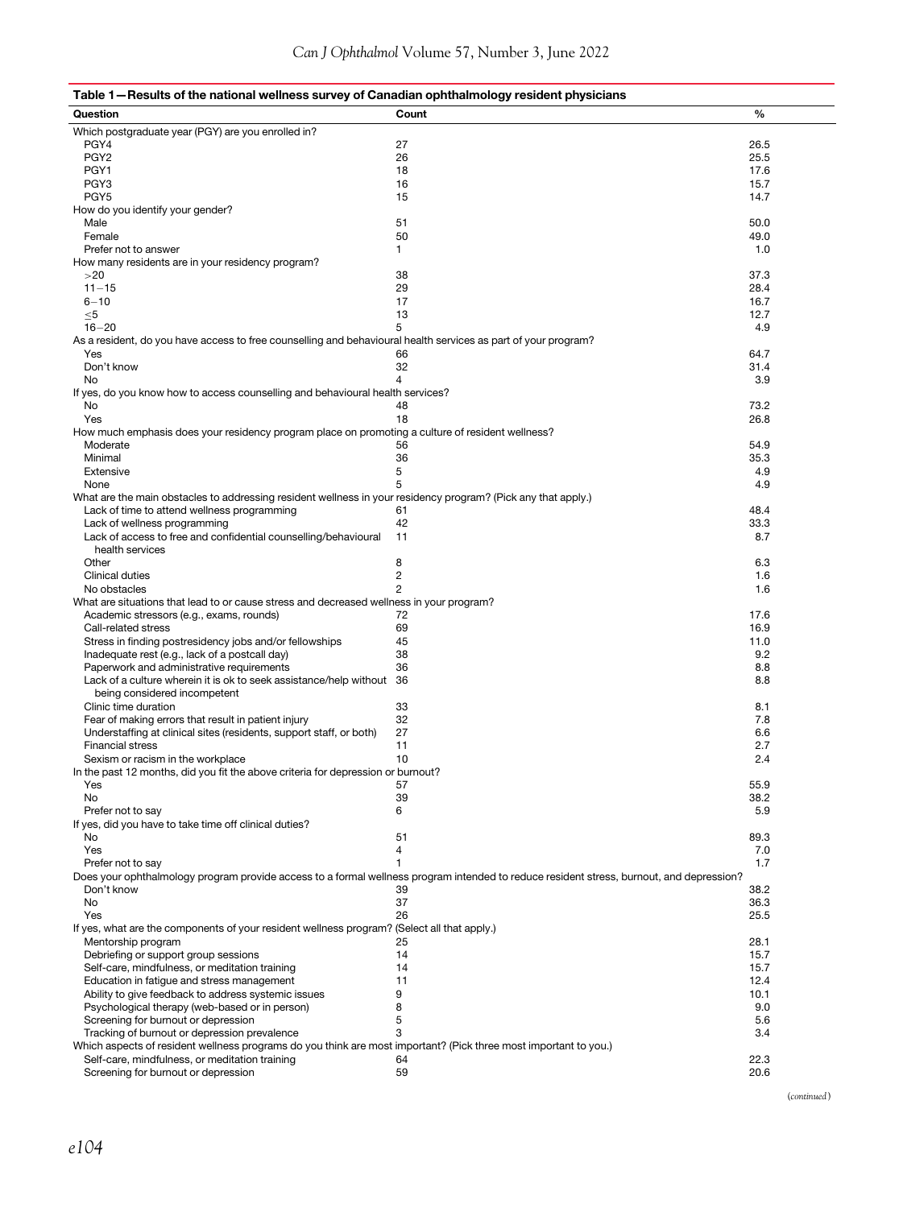**Table 1—Results of the national wellness survey of Canadian ophthalmology resident physicians**

| Question | Count | % |
|---|---|---|
| Which postgraduate year (PGY) are you enrolled in? | | |
| PGY4 | 27 | 26.5 |
| PGY2 | 26 | 25.5 |
| PGY1 | 18 | 17.6 |
| PGY3 | 16 | 15.7 |
| PGY5 | 15 | 14.7 |
| How do you identify your gender? | | |
| Male | 51 | 50.0 |
| Female | 50 | 49.0 |
| Prefer not to answer | 1 | 1.0 |
| How many residents are in your residency program? | | |
| >20 | 38 | 37.3 |
| 11–15 | 29 | 28.4 |
| 6–10 | 17 | 16.7 |
| ≤5 | 13 | 12.7 |
| 16–20 | 5 | 4.9 |
| As a resident, do you have access to free counselling and behavioural health services as part of your program? | | |
| Yes | 66 | 64.7 |
| Don't know | 32 | 31.4 |
| No | 4 | 3.9 |
| If yes, do you know how to access counselling and behavioural health services? | | |
| No | 48 | 73.2 |
| Yes | 18 | 26.8 |
| How much emphasis does your residency program place on promoting a culture of resident wellness? | | |
| Moderate | 56 | 54.9 |
| Minimal | 36 | 35.3 |
| Extensive | 5 | 4.9 |
| None | 5 | 4.9 |
| What are the main obstacles to addressing resident wellness in your residency program? (Pick any that apply.) | | |
| Lack of time to attend wellness programming | 61 | 48.4 |
| Lack of wellness programming | 42 | 33.3 |
| Lack of access to free and confidential counselling/behavioural health services | 11 | 8.7 |
| Other | 8 | 6.3 |
| Clinical duties | 2 | 1.6 |
| No obstacles | 2 | 1.6 |
| What are situations that lead to or cause stress and decreased wellness in your program? | | |
| Academic stressors (e.g., exams, rounds) | 72 | 17.6 |
| Call-related stress | 69 | 16.9 |
| Stress in finding postresidency jobs and/or fellowships | 45 | 11.0 |
| Inadequate rest (e.g., lack of a postcall day) | 38 | 9.2 |
| Paperwork and administrative requirements | 36 | 8.8 |
| Lack of a culture wherein it is ok to seek assistance/help without being considered incompetent | 36 | 8.8 |
| Clinic time duration | 33 | 8.1 |
| Fear of making errors that result in patient injury | 32 | 7.8 |
| Understaffing at clinical sites (residents, support staff, or both) | 27 | 6.6 |
| Financial stress | 11 | 2.7 |
| Sexism or racism in the workplace | 10 | 2.4 |
| In the past 12 months, did you fit the above criteria for depression or burnout? | | |
| Yes | 57 | 55.9 |
| No | 39 | 38.2 |
| Prefer not to say | 6 | 5.9 |
| If yes, did you have to take time off clinical duties? | | |
| No | 51 | 89.3 |
| Yes | 4 | 7.0 |
| Prefer not to say | 1 | 1.7 |
| Does your ophthalmology program provide access to a formal wellness program intended to reduce resident stress, burnout, and depression? | | |
| Don't know | 39 | 38.2 |
| No | 37 | 36.3 |
| Yes | 26 | 25.5 |
| If yes, what are the components of your resident wellness program? (Select all that apply.) | | |
| Mentorship program | 25 | 28.1 |
| Debriefing or support group sessions | 14 | 15.7 |
| Self-care, mindfulness, or meditation training | 14 | 15.7 |
| Education in fatigue and stress management | 11 | 12.4 |
| Ability to give feedback to address systemic issues | 9 | 10.1 |
| Psychological therapy (web-based or in person) | 8 | 9.0 |
| Screening for burnout or depression | 5 | 5.6 |
| Tracking of burnout or depression prevalence | 3 | 3.4 |
| Which aspects of resident wellness programs do you think are most important? (Pick three most important to you.) | | |
| Self-care, mindfulness, or meditation training | 64 | 22.3 |
| Screening for burnout or depression | 59 | 20.6 |

(continued)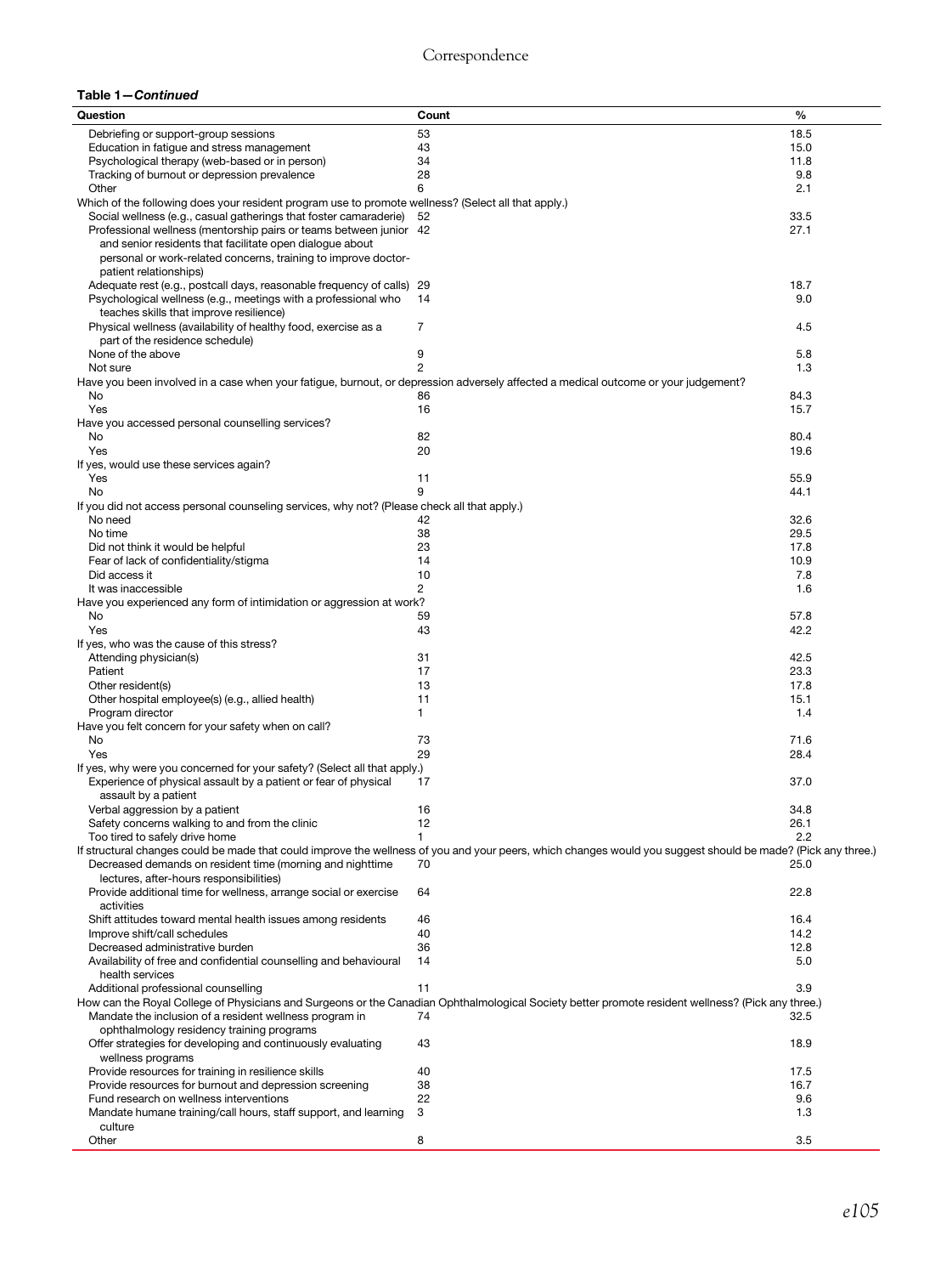**Table 1—*Continued***

| Question | Count | % |
|---|---|---|
| Debriefing or support-group sessions | 53 | 18.5 |
| Education in fatigue and stress management | 43 | 15.0 |
| Psychological therapy (web-based or in person) | 34 | 11.8 |
| Tracking of burnout or depression prevalence | 28 | 9.8 |
| Other | 6 | 2.1 |
| Which of the following does your resident program use to promote wellness? (Select all that apply.) | | |
| Social wellness (e.g., casual gatherings that foster camaraderie) | 52 | 33.5 |
| Professional wellness (mentorship pairs or teams between junior and senior residents that facilitate open dialogue about personal or work-related concerns, training to improve doctor-patient relationships) | 42 | 27.1 |
| Adequate rest (e.g., postcall days, reasonable frequency of calls) | 29 | 18.7 |
| Psychological wellness (e.g., meetings with a professional who teaches skills that improve resilience) | 14 | 9.0 |
| Physical wellness (availability of healthy food, exercise as a part of the residence schedule) | 7 | 4.5 |
| None of the above | 9 | 5.8 |
| Not sure | 2 | 1.3 |
| Have you been involved in a case when your fatigue, burnout, or depression adversely affected a medical outcome or your judgement? | | |
| No | 86 | 84.3 |
| Yes | 16 | 15.7 |
| Have you accessed personal counselling services? | | |
| No | 82 | 80.4 |
| Yes | 20 | 19.6 |
| If yes, would use these services again? | | |
| Yes | 11 | 55.9 |
| No | 9 | 44.1 |
| If you did not access personal counseling services, why not? (Please check all that apply.) | | |
| No need | 42 | 32.6 |
| No time | 38 | 29.5 |
| Did not think it would be helpful | 23 | 17.8 |
| Fear of lack of confidentiality/stigma | 14 | 10.9 |
| Did access it | 10 | 7.8 |
| It was inaccessible | 2 | 1.6 |
| Have you experienced any form of intimidation or aggression at work? | | |
| No | 59 | 57.8 |
| Yes | 43 | 42.2 |
| If yes, who was the cause of this stress? | | |
| Attending physician(s) | 31 | 42.5 |
| Patient | 17 | 23.3 |
| Other resident(s) | 13 | 17.8 |
| Other hospital employee(s) (e.g., allied health) | 11 | 15.1 |
| Program director | 1 | 1.4 |
| Have you felt concern for your safety when on call? | | |
| No | 73 | 71.6 |
| Yes | 29 | 28.4 |
| If yes, why were you concerned for your safety? (Select all that apply.) | | |
| Experience of physical assault by a patient or fear of physical assault by a patient | 17 | 37.0 |
| Verbal aggression by a patient | 16 | 34.8 |
| Safety concerns walking to and from the clinic | 12 | 26.1 |
| Too tired to safely drive home | 1 | 2.2 |
| If structural changes could be made that could improve the wellness of you and your peers, which changes would you suggest should be made? (Pick any three.) | | |
| Decreased demands on resident time (morning and nighttime lectures, after-hours responsibilities) | 70 | 25.0 |
| Provide additional time for wellness, arrange social or exercise activities | 64 | 22.8 |
| Shift attitudes toward mental health issues among residents | 46 | 16.4 |
| Improve shift/call schedules | 40 | 14.2 |
| Decreased administrative burden | 36 | 12.8 |
| Availability of free and confidential counselling and behavioural health services | 14 | 5.0 |
| Additional professional counselling | 11 | 3.9 |
| How can the Royal College of Physicians and Surgeons or the Canadian Ophthalmological Society better promote resident wellness? (Pick any three.) | | |
| Mandate the inclusion of a resident wellness program in ophthalmology residency training programs | 74 | 32.5 |
| Offer strategies for developing and continuously evaluating wellness programs | 43 | 18.9 |
| Provide resources for training in resilience skills | 40 | 17.5 |
| Provide resources for burnout and depression screening | 38 | 16.7 |
| Fund research on wellness interventions | 22 | 9.6 |
| Mandate humane training/call hours, staff support, and learning culture | 3 | 1.3 |
| Other | 8 | 3.5 |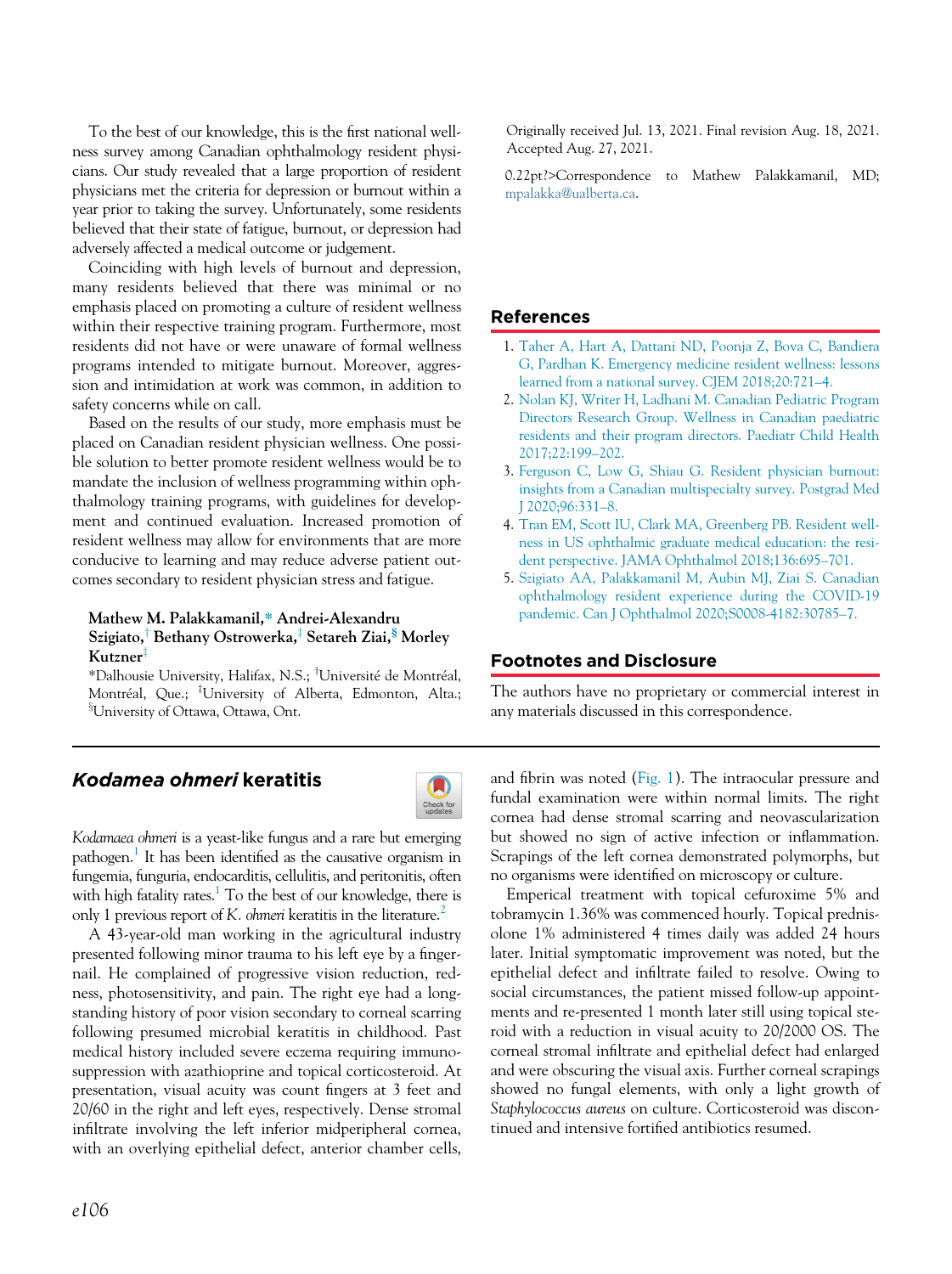To the best of our knowledge, this is the first national wellness survey among Canadian ophthalmology resident physicians. Our study revealed that a large proportion of resident physicians met the criteria for depression or burnout within a year prior to taking the survey. Unfortunately, some residents believed that their state of fatigue, burnout, or depression had adversely affected a medical outcome or judgement.

Coinciding with high levels of burnout and depression, many residents believed that there was minimal or no emphasis placed on promoting a culture of resident wellness within their respective training program. Furthermore, most residents did not have or were unaware of formal wellness programs intended to mitigate burnout. Moreover, aggression and intimidation at work was common, in addition to safety concerns while on call.

Based on the results of our study, more emphasis must be placed on Canadian resident physician wellness. One possible solution to better promote resident wellness would be to mandate the inclusion of wellness programming within ophthalmology training programs, with guidelines for development and continued evaluation. Increased promotion of resident wellness may allow for environments that are more conducive to learning and may reduce adverse patient outcomes secondary to resident physician stress and fatigue.

**Mathew M. Palakkamanil,* Andrei-Alexandru Szigiato,† Bethany Ostrowerka,‡ Setareh Ziai,§ Morley Kutzner‡**

*Dalhousie University, Halifax, N.S.; †Université de Montréal, Montréal, Que.; ‡University of Alberta, Edmonton, Alta.; §University of Ottawa, Ottawa, Ont.

Originally received Jul. 13, 2021. Final revision Aug. 18, 2021. Accepted Aug. 27, 2021.

0.22pt?>Correspondence to Mathew Palakkamanil, MD; mpalakka@ualberta.ca.

## References

1. Taher A, Hart A, Dattani ND, Poonja Z, Bova C, Bandiera G, Pardhan K. Emergency medicine resident wellness: lessons learned from a national survey. CJEM 2018;20:721–4.
2. Nolan KJ, Writer H, Ladhani M. Canadian Pediatric Program Directors Research Group. Wellness in Canadian paediatric residents and their program directors. Paediatr Child Health 2017;22:199–202.
3. Ferguson C, Low G, Shiau G. Resident physician burnout: insights from a Canadian multispecialty survey. Postgrad Med J 2020;96:331–8.
4. Tran EM, Scott IU, Clark MA, Greenberg PB. Resident wellness in US ophthalmic graduate medical education: the resident perspective. JAMA Ophthalmol 2018;136:695–701.
5. Szigiato AA, Palakkamanil M, Aubin MJ, Ziai S. Canadian ophthalmology resident experience during the COVID-19 pandemic. Can J Ophthalmol 2020;S0008-4182:30785–7.

## Footnotes and Disclosure

The authors have no proprietary or commercial interest in any materials discussed in this correspondence.

---

## *Kodamea ohmeri* keratitis

*Kodamaea ohmeri* is a yeast-like fungus and a rare but emerging pathogen.[1] It has been identified as the causative organism in fungemia, funguria, endocarditis, cellulitis, and peritonitis, often with high fatality rates.[1] To the best of our knowledge, there is only 1 previous report of *K. ohmeri* keratitis in the literature.[2]

A 43-year-old man working in the agricultural industry presented following minor trauma to his left eye by a fingernail. He complained of progressive vision reduction, redness, photosensitivity, and pain. The right eye had a longstanding history of poor vision secondary to corneal scarring following presumed microbial keratitis in childhood. Past medical history included severe eczema requiring immunosuppression with azathioprine and topical corticosteroid. At presentation, visual acuity was count fingers at 3 feet and 20/60 in the right and left eyes, respectively. Dense stromal infiltrate involving the left inferior midperipheral cornea, with an overlying epithelial defect, anterior chamber cells, and fibrin was noted (Fig. 1). The intraocular pressure and fundal examination were within normal limits. The right cornea had dense stromal scarring and neovascularization but showed no sign of active infection or inflammation. Scrapings of the left cornea demonstrated polymorphs, but no organisms were identified on microscopy or culture.

Emperical treatment with topical cefuroxime 5% and tobramycin 1.36% was commenced hourly. Topical prednisolone 1% administered 4 times daily was added 24 hours later. Initial symptomatic improvement was noted, but the epithelial defect and infiltrate failed to resolve. Owing to social circumstances, the patient missed follow-up appointments and re-presented 1 month later still using topical steroid with a reduction in visual acuity to 20/2000 OS. The corneal stromal infiltrate and epithelial defect had enlarged and were obscuring the visual axis. Further corneal scrapings showed no fungal elements, with only a light growth of *Staphylococcus aureus* on culture. Corticosteroid was discontinued and intensive fortified antibiotics resumed.